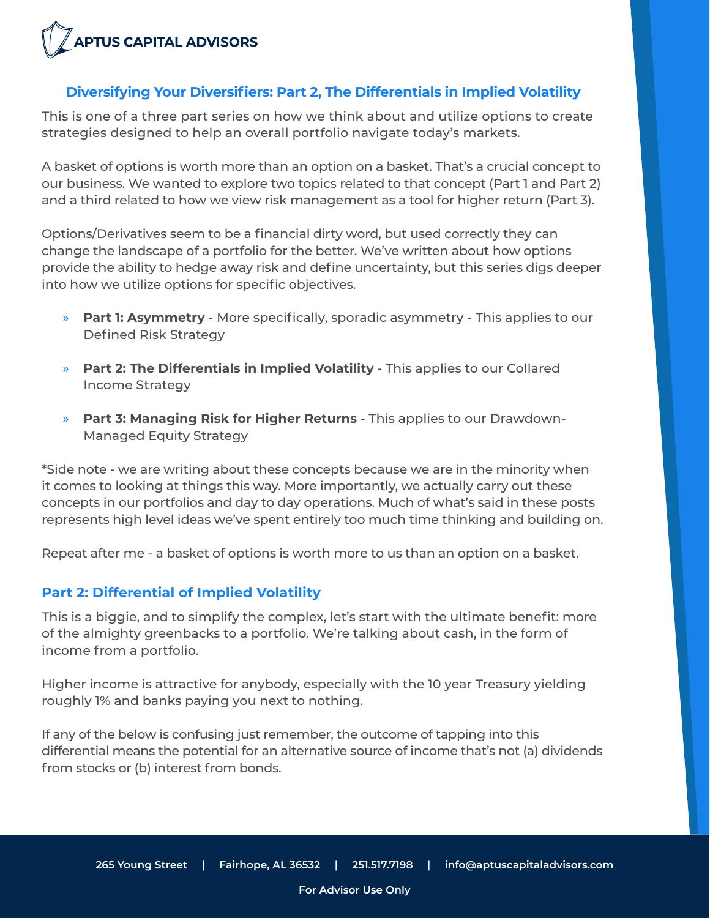# Diversifying Your Diversifiers: Part 2, The Differentials in Implied Volatility

This is one of a three part series on how we think about and utilize options to create strategies designed to help an overall portfolio navigate today's markets.

A basket of options is worth more than an option on a basket. That's a crucial concept to our business. We wanted to explore two topics related to that concept (Part 1 and Part 2) and a third related to how we view risk management as a tool for higher return (Part 3).

Options/Derivatives seem to be a financial dirty word, but used correctly they can change the landscape of a portfolio for the better. We've written about how options provide the ability to hedge away risk and define uncertainty, but this series digs deeper into how we utilize options for specific objectives.

- **Part 1: Asymmetry** - More specifically, sporadic asymmetry - This applies to our Defined Risk Strategy
- **Part 2: The Differentials in Implied Volatility** - This applies to our Collared Income Strategy
- **Part 3: Managing Risk for Higher Returns** - This applies to our Drawdown-Managed Equity Strategy

*Side note - we are writing about these concepts because we are in the minority when it comes to looking at things this way. More importantly, we actually carry out these concepts in our portfolios and day to day operations. Much of what's said in these posts represents high level ideas we've spent entirely too much time thinking and building on.

Repeat after me - a basket of options is worth more to us than an option on a basket.

## Part 2: Differential of Implied Volatility

This is a biggie, and to simplify the complex, let's start with the ultimate benefit: more of the almighty greenbacks to a portfolio. We're talking about cash, in the form of income from a portfolio.

Higher income is attractive for anybody, especially with the 10 year Treasury yielding roughly 1% and banks paying you next to nothing.

If any of the below is confusing just remember, the outcome of tapping into this differential means the potential for an alternative source of income that's not (a) dividends from stocks or (b) interest from bonds.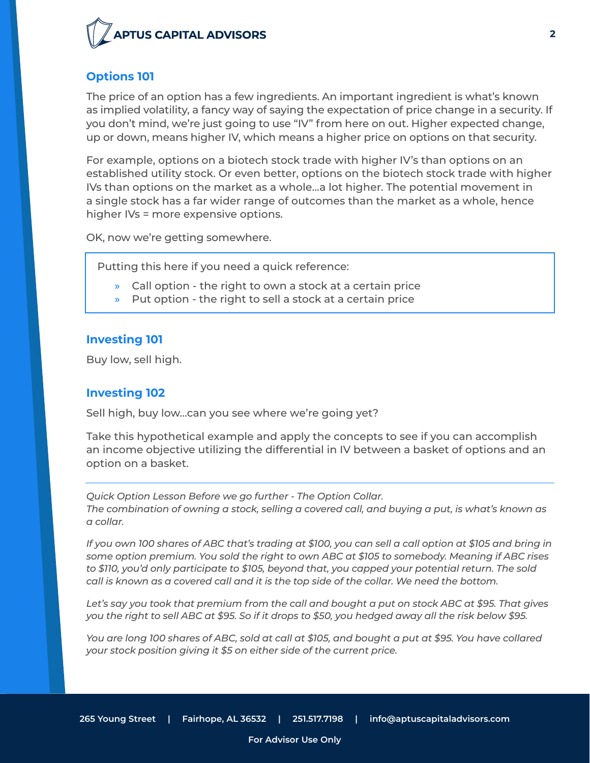## Options 101

The price of an option has a few ingredients. An important ingredient is what's known as implied volatility, a fancy way of saying the expectation of price change in a security. If you don't mind, we're just going to use "IV" from here on out. Higher expected change, up or down, means higher IV, which means a higher price on options on that security.

For example, options on a biotech stock trade with higher IV's than options on an established utility stock. Or even better, options on the biotech stock trade with higher IVs than options on the market as a whole...a lot higher. The potential movement in a single stock has a far wider range of outcomes than the market as a whole, hence higher IVs = more expensive options.

OK, now we're getting somewhere.

> Putting this here if you need a quick reference:
>
> - Call option - the right to own a stock at a certain price
> - Put option - the right to sell a stock at a certain price

## Investing 101

Buy low, sell high.

## Investing 102

Sell high, buy low...can you see where we're going yet?

Take this hypothetical example and apply the concepts to see if you can accomplish an income objective utilizing the differential in IV between a basket of options and an option on a basket.

---

*Quick Option Lesson Before we go further - The Option Collar.*
*The combination of owning a stock, selling a covered call, and buying a put, is what's known as a collar.*

*If you own 100 shares of ABC that's trading at $100, you can sell a call option at $105 and bring in some option premium. You sold the right to own ABC at $105 to somebody. Meaning if ABC rises to $110, you'd only participate to $105, beyond that, you capped your potential return. The sold call is known as a covered call and it is the top side of the collar. We need the bottom.*

*Let's say you took that premium from the call and bought a put on stock ABC at $95. That gives you the right to sell ABC at $95. So if it drops to $50, you hedged away all the risk below $95.*

*You are long 100 shares of ABC, sold at call at $105, and bought a put at $95. You have collared your stock position giving it $5 on either side of the current price.*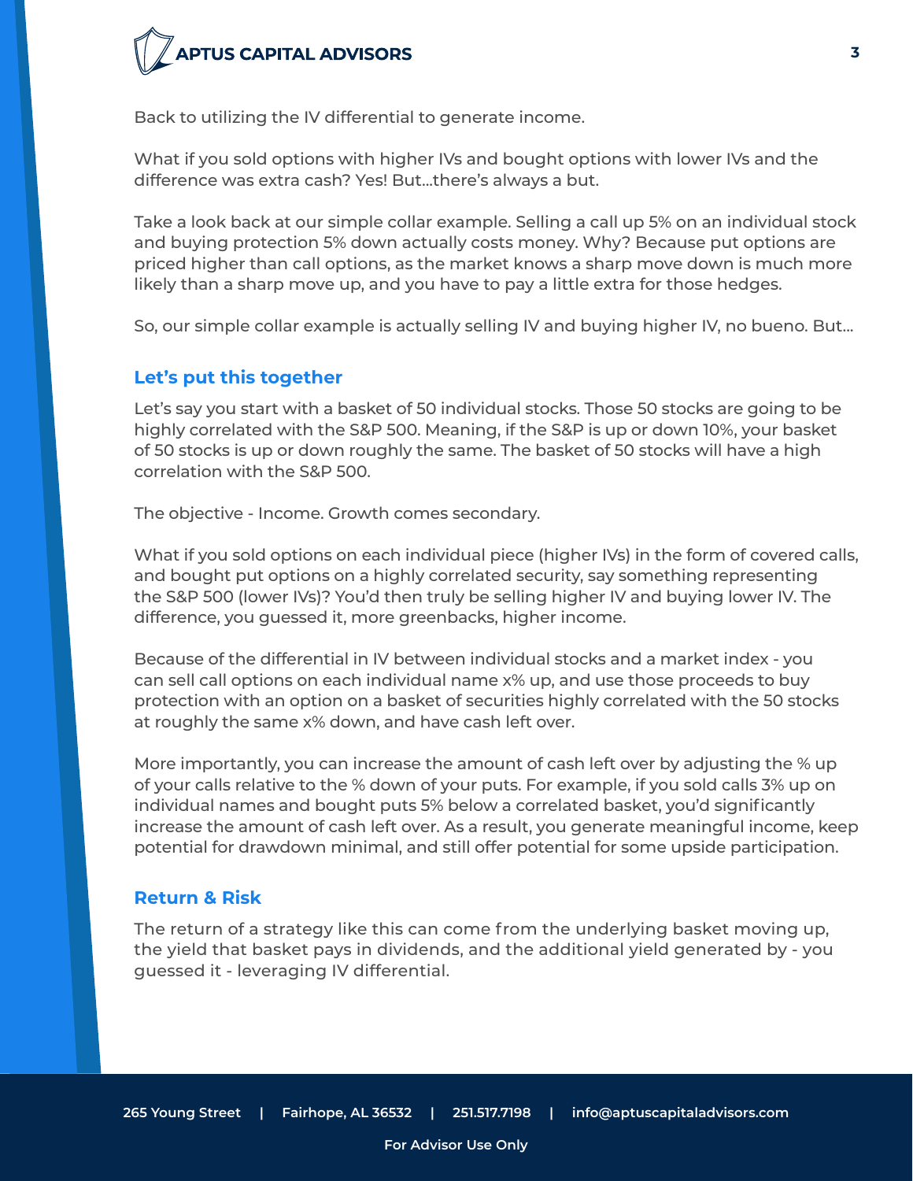Back to utilizing the IV differential to generate income.

What if you sold options with higher IVs and bought options with lower IVs and the difference was extra cash? Yes! But...there's always a but.

Take a look back at our simple collar example. Selling a call up 5% on an individual stock and buying protection 5% down actually costs money. Why? Because put options are priced higher than call options, as the market knows a sharp move down is much more likely than a sharp move up, and you have to pay a little extra for those hedges.

So, our simple collar example is actually selling IV and buying higher IV, no bueno. But...

## Let's put this together

Let's say you start with a basket of 50 individual stocks. Those 50 stocks are going to be highly correlated with the S&P 500. Meaning, if the S&P is up or down 10%, your basket of 50 stocks is up or down roughly the same. The basket of 50 stocks will have a high correlation with the S&P 500.

The objective - Income. Growth comes secondary.

What if you sold options on each individual piece (higher IVs) in the form of covered calls, and bought put options on a highly correlated security, say something representing the S&P 500 (lower IVs)? You'd then truly be selling higher IV and buying lower IV. The difference, you guessed it, more greenbacks, higher income.

Because of the differential in IV between individual stocks and a market index - you can sell call options on each individual name x% up, and use those proceeds to buy protection with an option on a basket of securities highly correlated with the 50 stocks at roughly the same x% down, and have cash left over.

More importantly, you can increase the amount of cash left over by adjusting the % up of your calls relative to the % down of your puts. For example, if you sold calls 3% up on individual names and bought puts 5% below a correlated basket, you'd significantly increase the amount of cash left over. As a result, you generate meaningful income, keep potential for drawdown minimal, and still offer potential for some upside participation.

## Return & Risk

The return of a strategy like this can come from the underlying basket moving up, the yield that basket pays in dividends, and the additional yield generated by - you guessed it - leveraging IV differential.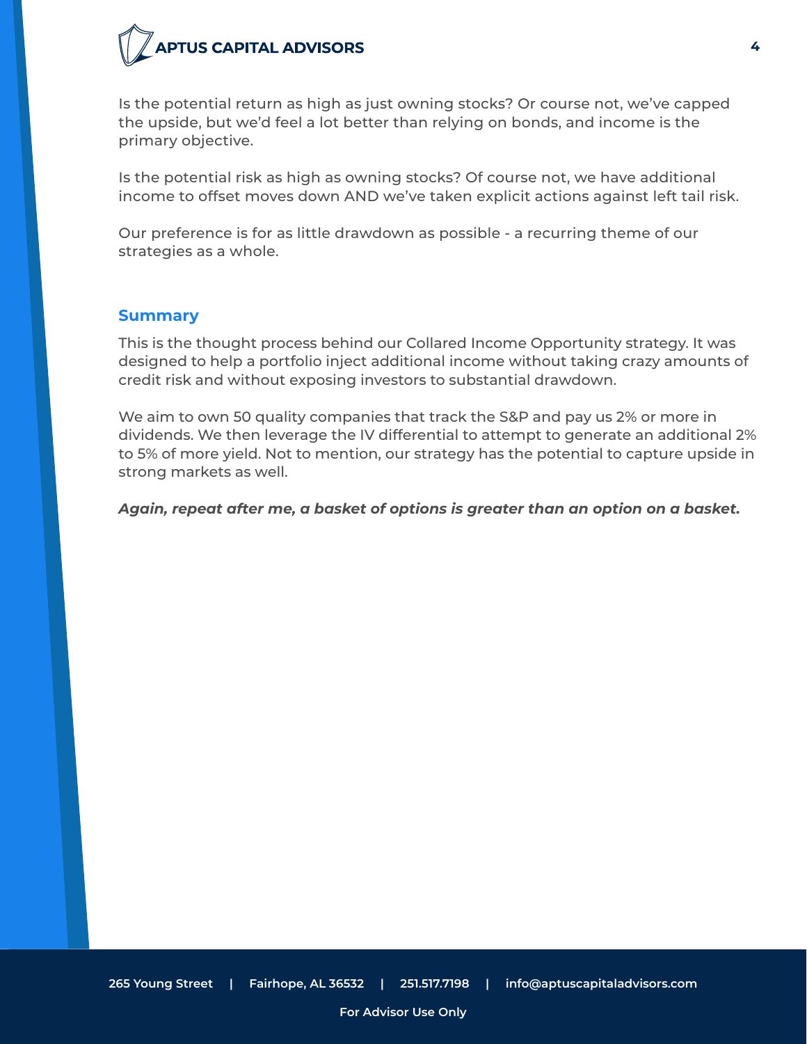Is the potential return as high as just owning stocks? Or course not, we've capped the upside, but we'd feel a lot better than relying on bonds, and income is the primary objective.

Is the potential risk as high as owning stocks? Of course not, we have additional income to offset moves down AND we've taken explicit actions against left tail risk.

Our preference is for as little drawdown as possible - a recurring theme of our strategies as a whole.

## Summary

This is the thought process behind our Collared Income Opportunity strategy. It was designed to help a portfolio inject additional income without taking crazy amounts of credit risk and without exposing investors to substantial drawdown.

We aim to own 50 quality companies that track the S&P and pay us 2% or more in dividends. We then leverage the IV differential to attempt to generate an additional 2% to 5% of more yield. Not to mention, our strategy has the potential to capture upside in strong markets as well.

***Again, repeat after me, a basket of options is greater than an option on a basket.***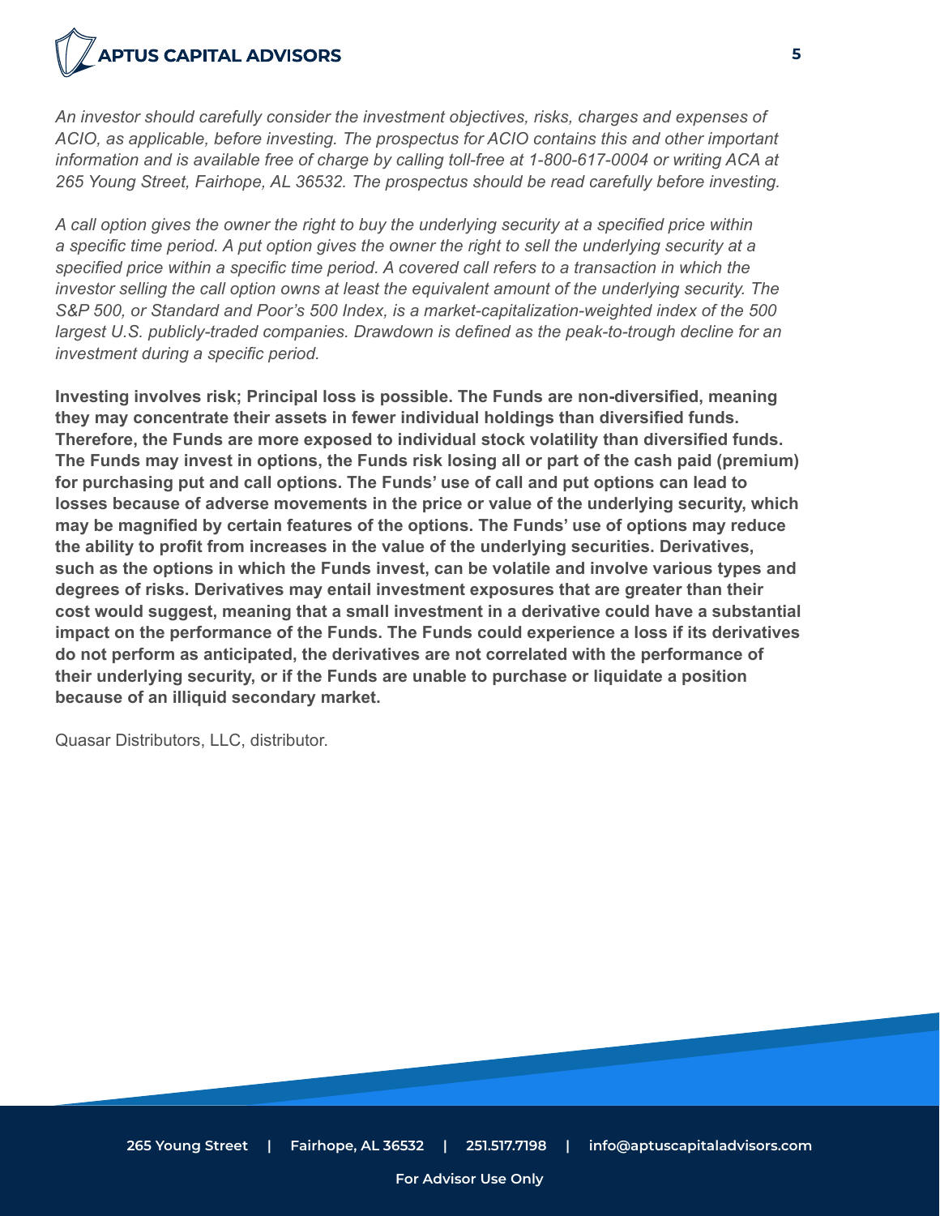*An investor should carefully consider the investment objectives, risks, charges and expenses of ACIO, as applicable, before investing. The prospectus for ACIO contains this and other important information and is available free of charge by calling toll-free at 1-800-617-0004 or writing ACA at 265 Young Street, Fairhope, AL 36532. The prospectus should be read carefully before investing.*

*A call option gives the owner the right to buy the underlying security at a specified price within a specific time period. A put option gives the owner the right to sell the underlying security at a specified price within a specific time period. A covered call refers to a transaction in which the investor selling the call option owns at least the equivalent amount of the underlying security. The S&P 500, or Standard and Poor's 500 Index, is a market-capitalization-weighted index of the 500 largest U.S. publicly-traded companies. Drawdown is defined as the peak-to-trough decline for an investment during a specific period.*

**Investing involves risk; Principal loss is possible. The Funds are non-diversified, meaning they may concentrate their assets in fewer individual holdings than diversified funds. Therefore, the Funds are more exposed to individual stock volatility than diversified funds. The Funds may invest in options, the Funds risk losing all or part of the cash paid (premium) for purchasing put and call options. The Funds' use of call and put options can lead to losses because of adverse movements in the price or value of the underlying security, which may be magnified by certain features of the options. The Funds' use of options may reduce the ability to profit from increases in the value of the underlying securities. Derivatives, such as the options in which the Funds invest, can be volatile and involve various types and degrees of risks. Derivatives may entail investment exposures that are greater than their cost would suggest, meaning that a small investment in a derivative could have a substantial impact on the performance of the Funds. The Funds could experience a loss if its derivatives do not perform as anticipated, the derivatives are not correlated with the performance of their underlying security, or if the Funds are unable to purchase or liquidate a position because of an illiquid secondary market.**

Quasar Distributors, LLC, distributor.